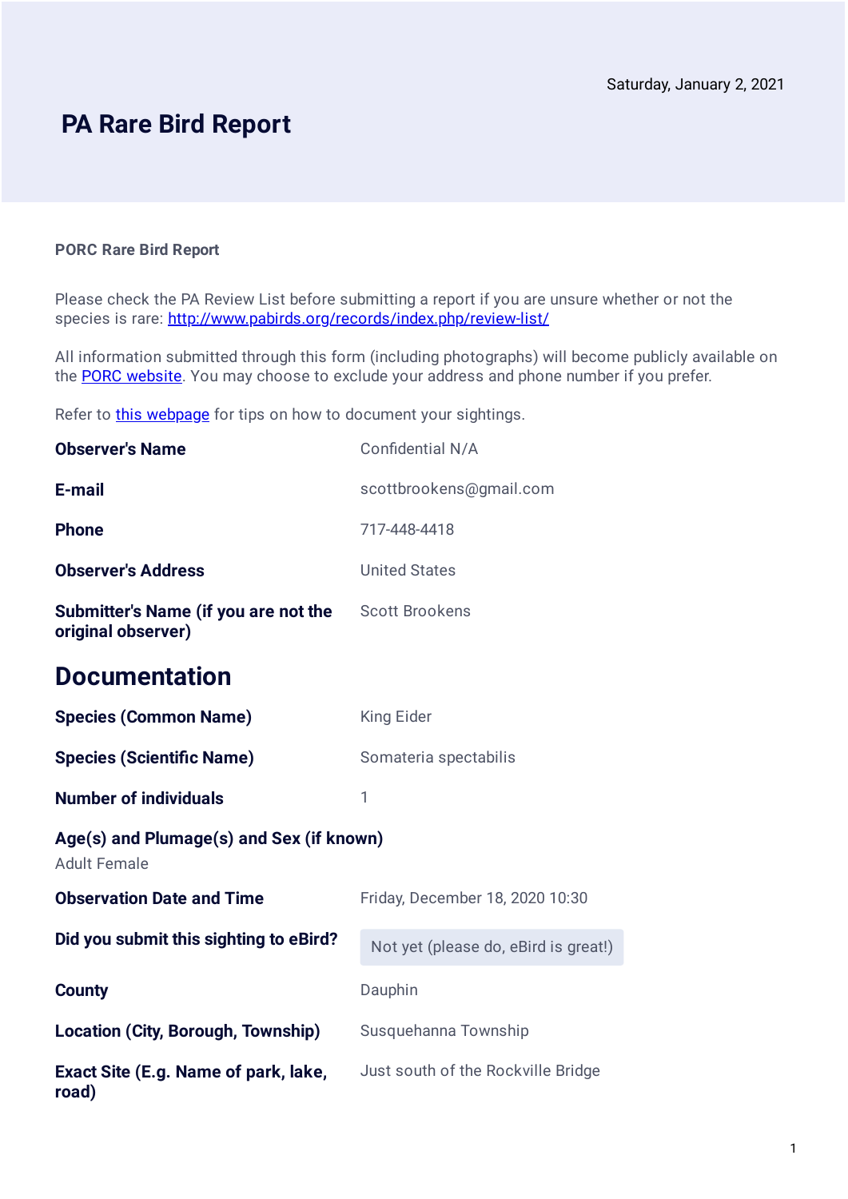Saturday, January 2, 2021

# PA Rare Bird Report

**PORC Rare Bird Report**

Please check the PA Review List before submitting a report if you are unsure whether or not the species is rare: [http://www.pabirds.org/records/index.php/review-list/](http://www.pabirds.org/records/index.php/review-list/)

All information submitted through this form (including photographs) will become publicly available on the [PORC website](). You may choose to exclude your address and phone number if you prefer.

Refer to [this webpage]() for tips on how to document your sightings.

| | |
|---|---|
| **Observer's Name** | Confidential N/A |
| **E-mail** | scottbrookens@gmail.com |
| **Phone** | 717-448-4418 |
| **Observer's Address** | United States |
| **Submitter's Name (if you are not the original observer)** | Scott Brookens |

## Documentation

| | |
|---|---|
| **Species (Common Name)** | King Eider |
| **Species (Scientific Name)** | Somateria spectabilis |
| **Number of individuals** | 1 |

**Age(s) and Plumage(s) and Sex (if known)**

Adult Female

| | |
|---|---|
| **Observation Date and Time** | Friday, December 18, 2020 10:30 |
| **Did you submit this sighting to eBird?** | Not yet (please do, eBird is great!) |
| **County** | Dauphin |
| **Location (City, Borough, Township)** | Susquehanna Township |
| **Exact Site (E.g. Name of park, lake, road)** | Just south of the Rockville Bridge |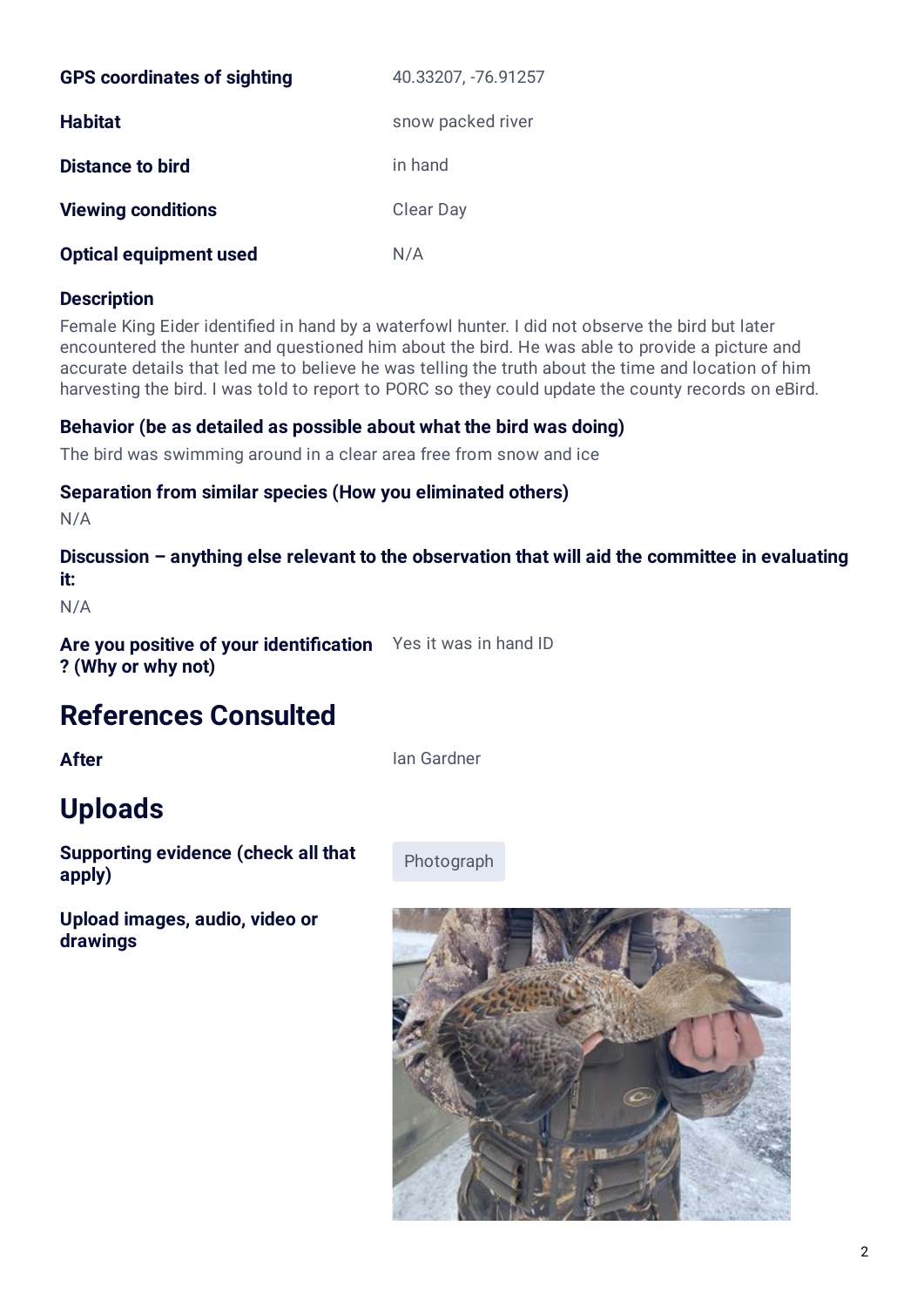**GPS coordinates of sighting** 40.33207, -76.91257

**Habitat** snow packed river

**Distance to bird** in hand

**Viewing conditions** Clear Day

**Optical equipment used** N/A

### Description

Female King Eider identified in hand by a waterfowl hunter. I did not observe the bird but later encountered the hunter and questioned him about the bird. He was able to provide a picture and accurate details that led me to believe he was telling the truth about the time and location of him harvesting the bird. I was told to report to PORC so they could update the county records on eBird.

### Behavior (be as detailed as possible about what the bird was doing)

The bird was swimming around in a clear area free from snow and ice

### Separation from similar species (How you eliminated others)

N/A

### Discussion – anything else relevant to the observation that will aid the committee in evaluating it:

N/A

**Are you positive of your identification ? (Why or why not)** Yes it was in hand ID

## References Consulted

**After** Ian Gardner

## Uploads

**Supporting evidence (check all that apply)** Photograph

**Upload images, audio, video or drawings**